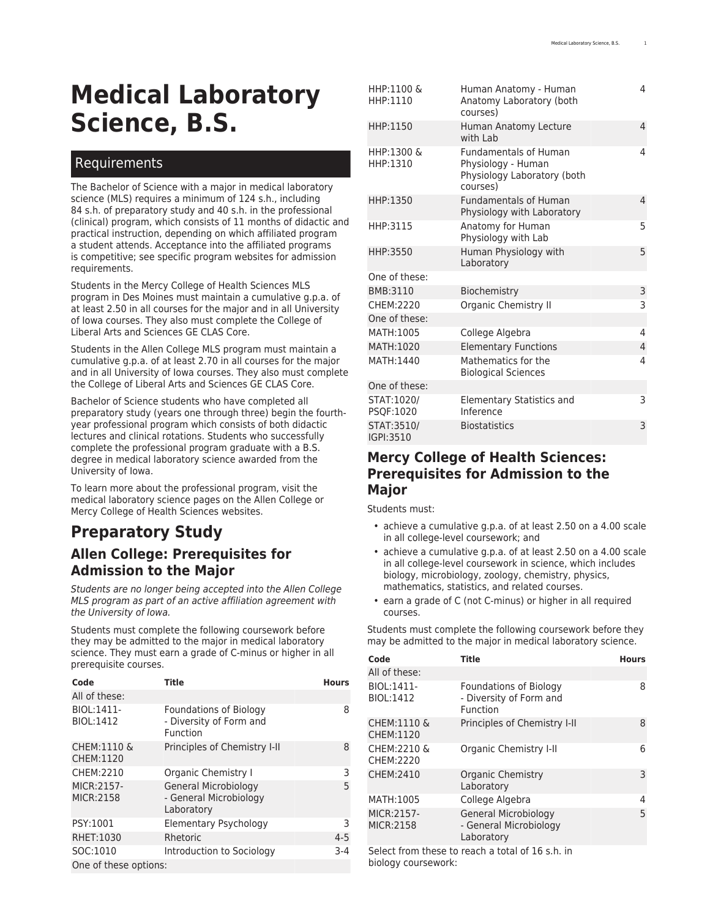# Medical Laboratory Science, B.S.

## Requirements

The Bachelor of Science with a major in medical laboratory science (MLS) requires a minimum of 124 s.h., including 84 s.h. of preparatory study and 40 s.h. in the professional (clinical) program, which consists of 11 months of didactic and practical instruction, depending on which affiliated program a student attends. Acceptance into the affiliated programs is competitive; see specific program websites for admission requirements.

Students in the Mercy College of Health Sciences MLS program in Des Moines must maintain a cumulative g.p.a. of at least 2.50 in all courses for the major and in all University of Iowa courses. They also must complete the College of Liberal Arts and Sciences GE CLAS Core.

Students in the Allen College MLS program must maintain a cumulative g.p.a. of at least 2.70 in all courses for the major and in all University of Iowa courses. They also must complete the College of Liberal Arts and Sciences GE CLAS Core.

Bachelor of Science students who have completed all preparatory study (years one through three) begin the fourth-year professional program which consists of both didactic lectures and clinical rotations. Students who successfully complete the professional program graduate with a B.S. degree in medical laboratory science awarded from the University of Iowa.

To learn more about the professional program, visit the medical laboratory science pages on the Allen College or Mercy College of Health Sciences websites.

## Preparatory Study

### Allen College: Prerequisites for Admission to the Major

*Students are no longer being accepted into the Allen College MLS program as part of an active affiliation agreement with the University of Iowa.*

Students must complete the following coursework before they may be admitted to the major in medical laboratory science. They must earn a grade of C-minus or higher in all prerequisite courses.

| Code | Title | Hours |
|---|---|---|
| All of these: | | |
| BIOL:1411-BIOL:1412 | Foundations of Biology - Diversity of Form and Function | 8 |
| CHEM:1110 & CHEM:1120 | Principles of Chemistry I-II | 8 |
| CHEM:2210 | Organic Chemistry I | 3 |
| MICR:2157-MICR:2158 | General Microbiology - General Microbiology Laboratory | 5 |
| PSY:1001 | Elementary Psychology | 3 |
| RHET:1030 | Rhetoric | 4-5 |
| SOC:1010 | Introduction to Sociology | 3-4 |
| One of these options: | | |
| HHP:1100 & HHP:1110 | Human Anatomy - Human Anatomy Laboratory (both courses) | 4 |
| HHP:1150 | Human Anatomy Lecture with Lab | 4 |
| HHP:1300 & HHP:1310 | Fundamentals of Human Physiology - Human Physiology Laboratory (both courses) | 4 |
| HHP:1350 | Fundamentals of Human Physiology with Laboratory | 4 |
| HHP:3115 | Anatomy for Human Physiology with Lab | 5 |
| HHP:3550 | Human Physiology with Laboratory | 5 |
| One of these: | | |
| BMB:3110 | Biochemistry | 3 |
| CHEM:2220 | Organic Chemistry II | 3 |
| One of these: | | |
| MATH:1005 | College Algebra | 4 |
| MATH:1020 | Elementary Functions | 4 |
| MATH:1440 | Mathematics for the Biological Sciences | 4 |
| One of these: | | |
| STAT:1020/PSQF:1020 | Elementary Statistics and Inference | 3 |
| STAT:3510/IGPI:3510 | Biostatistics | 3 |

### Mercy College of Health Sciences: Prerequisites for Admission to the Major

Students must:

- achieve a cumulative g.p.a. of at least 2.50 on a 4.00 scale in all college-level coursework; and
- achieve a cumulative g.p.a. of at least 2.50 on a 4.00 scale in all college-level coursework in science, which includes biology, microbiology, zoology, chemistry, physics, mathematics, statistics, and related courses.
- earn a grade of C (not C-minus) or higher in all required courses.

Students must complete the following coursework before they may be admitted to the major in medical laboratory science.

| Code | Title | Hours |
|---|---|---|
| All of these: | | |
| BIOL:1411-BIOL:1412 | Foundations of Biology - Diversity of Form and Function | 8 |
| CHEM:1110 & CHEM:1120 | Principles of Chemistry I-II | 8 |
| CHEM:2210 & CHEM:2220 | Organic Chemistry I-II | 6 |
| CHEM:2410 | Organic Chemistry Laboratory | 3 |
| MATH:1005 | College Algebra | 4 |
| MICR:2157-MICR:2158 | General Microbiology - General Microbiology Laboratory | 5 |
| Select from these to reach a total of 16 s.h. in biology coursework: | | |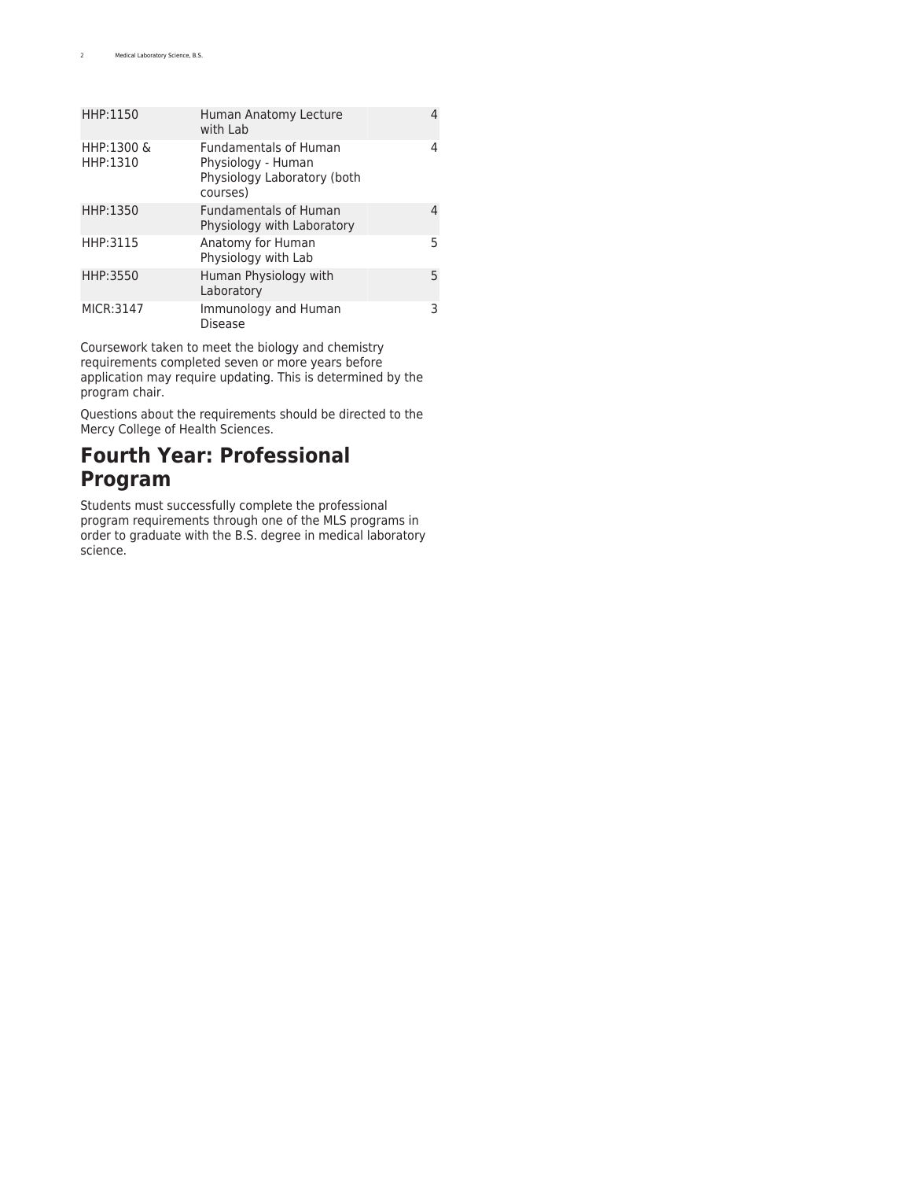| | | |
|---|---|---|
| HHP:1150 | Human Anatomy Lecture with Lab | 4 |
| HHP:1300 & HHP:1310 | Fundamentals of Human Physiology - Human Physiology Laboratory (both courses) | 4 |
| HHP:1350 | Fundamentals of Human Physiology with Laboratory | 4 |
| HHP:3115 | Anatomy for Human Physiology with Lab | 5 |
| HHP:3550 | Human Physiology with Laboratory | 5 |
| MICR:3147 | Immunology and Human Disease | 3 |

Coursework taken to meet the biology and chemistry requirements completed seven or more years before application may require updating. This is determined by the program chair.

Questions about the requirements should be directed to the Mercy College of Health Sciences.

## Fourth Year: Professional Program

Students must successfully complete the professional program requirements through one of the MLS programs in order to graduate with the B.S. degree in medical laboratory science.